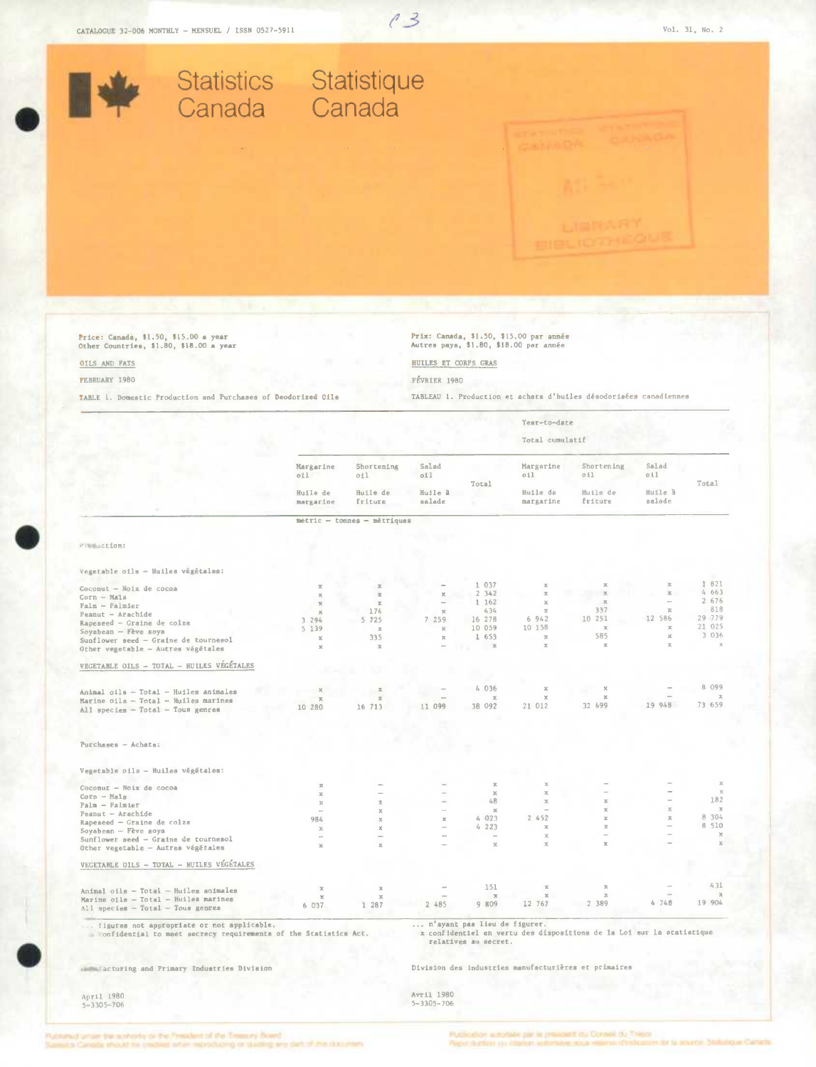CATALOGUE 32-006 MONTHLY – MENSUEL / ISSN 0527-5911

Vol. 31, No. 2

# Statistics Canada / Statistique Canada

Price: Canada, $1.50, $15.00 a year
Other Countries, $1.80, $18.00 a year

Prix: Canada, $1.50, $15.00 par année
Autres pays, $1.80, $18.00 par année

## OILS AND FATS / HUILES ET CORPS GRAS

FEBRUARY 1980 / FÉVRIER 1980

TABLE 1. Domestic Production and Purchases of Deodorized Oils

TABLEAU 1. Production et achats d'huiles désodorisées canadiennes

| | Margarine oil – Huile de margarine | Shortening oil – Huile de friture | Salad oil – Huile à salade | Total | Year-to-date – Total cumulatif: Margarine oil – Huile de margarine | Shortening oil – Huile de friture | Salad oil – Huile à salade | Total |
|---|---|---|---|---|---|---|---|---|
| | metric – tonnes – métriques | | | | | | | |
| **Production:** | | | | | | | | |
| Vegetable oils – Huiles végétales: | | | | | | | | |
| Coconut – Noix de cocoa | x | x | – | 1 037 | x | x | x | 1 821 |
| Corn – Maïs | x | x | x | 2 342 | x | x | x | 4 663 |
| Palm – Palmier | x | x | – | 1 162 | x | x | – | 2 676 |
| Peanut – Arachide | x | 174 | x | 434 | x | 337 | x | 818 |
| Rapeseed – Graine de colza | 3 294 | 5 725 | 7 259 | 16 278 | 6 942 | 10 251 | 12 586 | 29 779 |
| Soyabean – Fève soya | 5 139 | x | x | 10 059 | 10 158 | x | x | 21 025 |
| Sunflower seed – Graine de tournesol | x | 335 | x | 1 653 | x | 585 | x | 3 036 |
| Other vegetable – Autres végétales | x | x | – | x | x | x | x | x |
| VEGETABLE OILS – TOTAL – HUILES VÉGÉTALES | | | | | | | | |
| Animal oils – Total – Huiles animales | x | x | – | 4 036 | x | x | – | 8 099 |
| Marine oils – Total – Huiles marines | x | x | – | x | x | x | – | x |
| All species – Total – Tous genres | 10 280 | 16 713 | 11 099 | 38 092 | 21 012 | 32 699 | 19 948 | 73 659 |
| **Purchases – Achats:** | | | | | | | | |
| Vegetable oils – Huiles végétales: | | | | | | | | |
| Coconut – Noix de cocoa | x | – | – | x | x | – | – | x |
| Corn – Maïs | x | – | – | x | x | – | – | x |
| Palm – Palmier | x | x | – | 48 | x | x | – | 182 |
| Peanut – Arachide | – | x | – | x | – | x | x | x |
| Rapeseed – Graine de colza | 984 | x | x | 4 023 | 2 452 | x | x | 8 304 |
| Soyabean – Fève soya | x | x | – | 4 223 | x | x | – | 8 510 |
| Sunflower seed – Graine de tournesol | – | – | – | – | x | – | – | x |
| Other vegetable – Autres végétales | x | x | – | x | x | x | – | x |
| VEGETABLE OILS – TOTAL – HUILES VÉGÉTALES | | | | | | | | |
| Animal oils – Total – Huiles animales | x | x | – | 151 | x | x | – | 431 |
| Marine oils – Total – Huiles marines | x | x | – | x | x | x | – | x |
| All species – Total – Tous genres | 6 037 | 1 287 | 2 485 | 9 809 | 12 767 | 2 389 | 4 748 | 19 904 |

... figures not appropriate or not applicable.
x confidential to meet secrecy requirements of the Statistics Act.

... n'ayant pas lieu de figurer.
x confidentiel en vertu des dispositions de la Loi sur la statistique relatives au secret.

Manufacturing and Primary Industries Division

Division des industries manufacturières et primaires

April 1980
5-3305-706

Avril 1980
5-3305-706

Published under the authority of the President of the Treasury Board
Statistics Canada should be credited when reproducing or quoting any part of this document

Publication autorisée par le président du Conseil du Trésor
Reproduction ou citation autorisée sous réserve d'indication de la source: Statistique Canada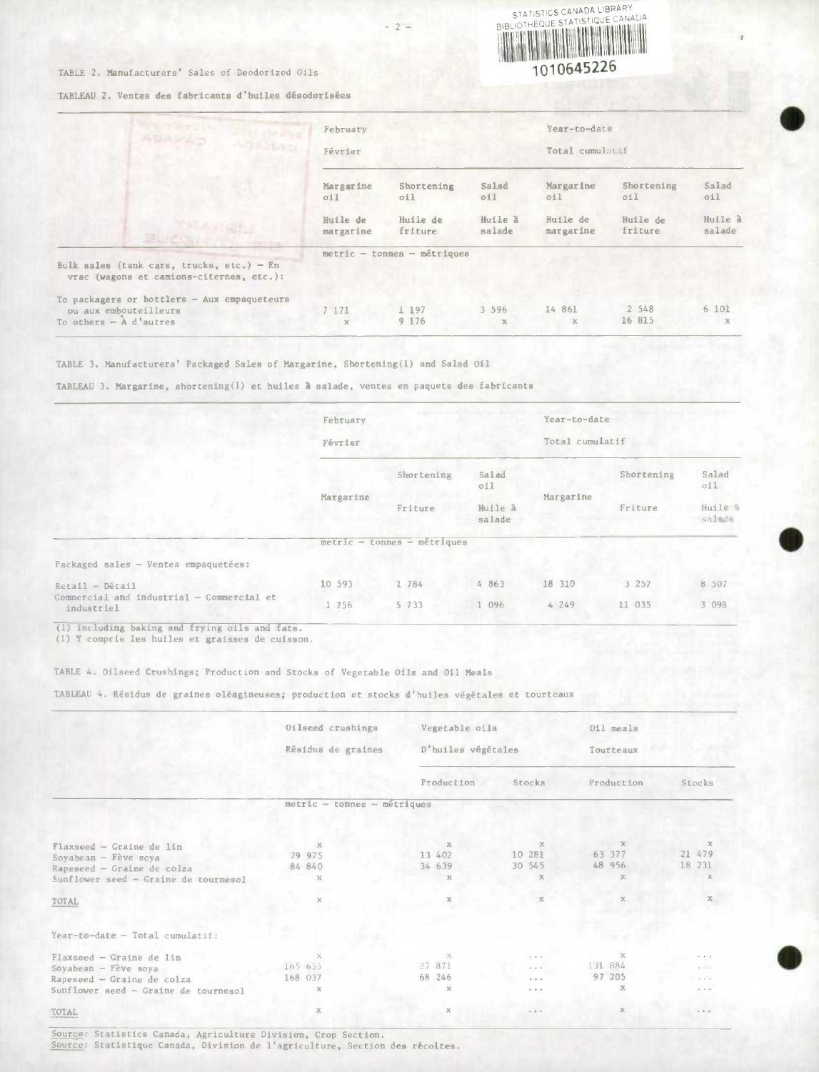TABLE 2. Manufacturers' Sales of Deodorized Oils

TABLEAU 2. Ventes des fabricants d'huiles désodorisées

| | February / Février | | | Year-to-date / Total cumulatif | | |
|---|---|---|---|---|---|---|
| | Margarine oil / Huile de margarine | Shortening oil / Huile de friture | Salad oil / Huile à salade | Margarine oil / Huile de margarine | Shortening oil / Huile de friture | Salad oil / Huile à salade |
| | metric – tonnes – métriques | | | | | |
| Bulk sales (tank cars, trucks, etc.) – En vrac (wagons et camions-citernes, etc.): | | | | | | |
| To packagers or bottlers – Aux empaqueteurs ou aux embouteilleurs | 7 171 | 1 197 | 3 596 | 14 861 | 2 548 | 6 101 |
| To others – À d'autres | x | 9 176 | x | x | 16 815 | x |

TABLE 3. Manufacturers' Packaged Sales of Margarine, Shortening(1) and Salad Oil

TABLEAU 3. Margarine, shortening(1) et huiles à salade, ventes en paquets des fabricants

| | February / Février | | | Year-to-date / Total cumulatif | | |
|---|---|---|---|---|---|---|
| | Margarine | Shortening / Friture | Salad oil / Huile à salade | Margarine | Shortening / Friture | Salad oil / Huile à salade |
| | metric – tonnes – métriques | | | | | |
| Packaged sales – Ventes empaquetées: | | | | | | |
| Retail – Détail | 10 593 | 1 784 | 4 863 | 18 310 | 3 257 | 8 507 |
| Commercial and industrial – Commercial et industriel | 1 756 | 5 733 | 1 096 | 4 249 | 11 035 | 3 098 |

(1) Including baking and frying oils and fats.
(1) Y compris les huiles et graisses de cuisson.

TABLE 4. Oilseed Crushings; Production and Stocks of Vegetable Oils and Oil Meals

TABLEAU 4. Résidus de graines oléagineuses; production et stocks d'huiles végétales et tourteaux

| | Oilseed crushings / Résidus de graines | Vegetable oils / D'huiles végétales | | Oil meals / Tourteaux | |
|---|---|---|---|---|---|
| | | Production | Stocks | Production | Stocks |
| | metric – tonnes – métriques | | | | |
| Flaxseed – Graine de lin | x | x | x | x | x |
| Soyabean – Fève soya | 79 975 | 13 402 | 10 281 | 63 377 | 21 479 |
| Rapeseed – Graine de colza | 84 840 | 34 639 | 30 545 | 48 956 | 18 231 |
| Sunflower seed – Graine de tournesol | x | x | x | x | x |
| TOTAL | x | x | x | x | x |
| Year-to-date – Total cumulatif: | | | | | |
| Flaxseed – Graine de lin | x | x | ... | x | ... |
| Soyabean – Fève soya | 165 655 | 27 871 | ... | 131 884 | ... |
| Rapeseed – Graine de colza | 168 037 | 68 246 | ... | 97 205 | ... |
| Sunflower seed – Graine de tournesol | x | x | ... | x | ... |
| TOTAL | x | x | ... | x | ... |

Source: Statistics Canada, Agriculture Division, Crop Section.
Source: Statistique Canada, Division de l'agriculture, Section des récoltes.